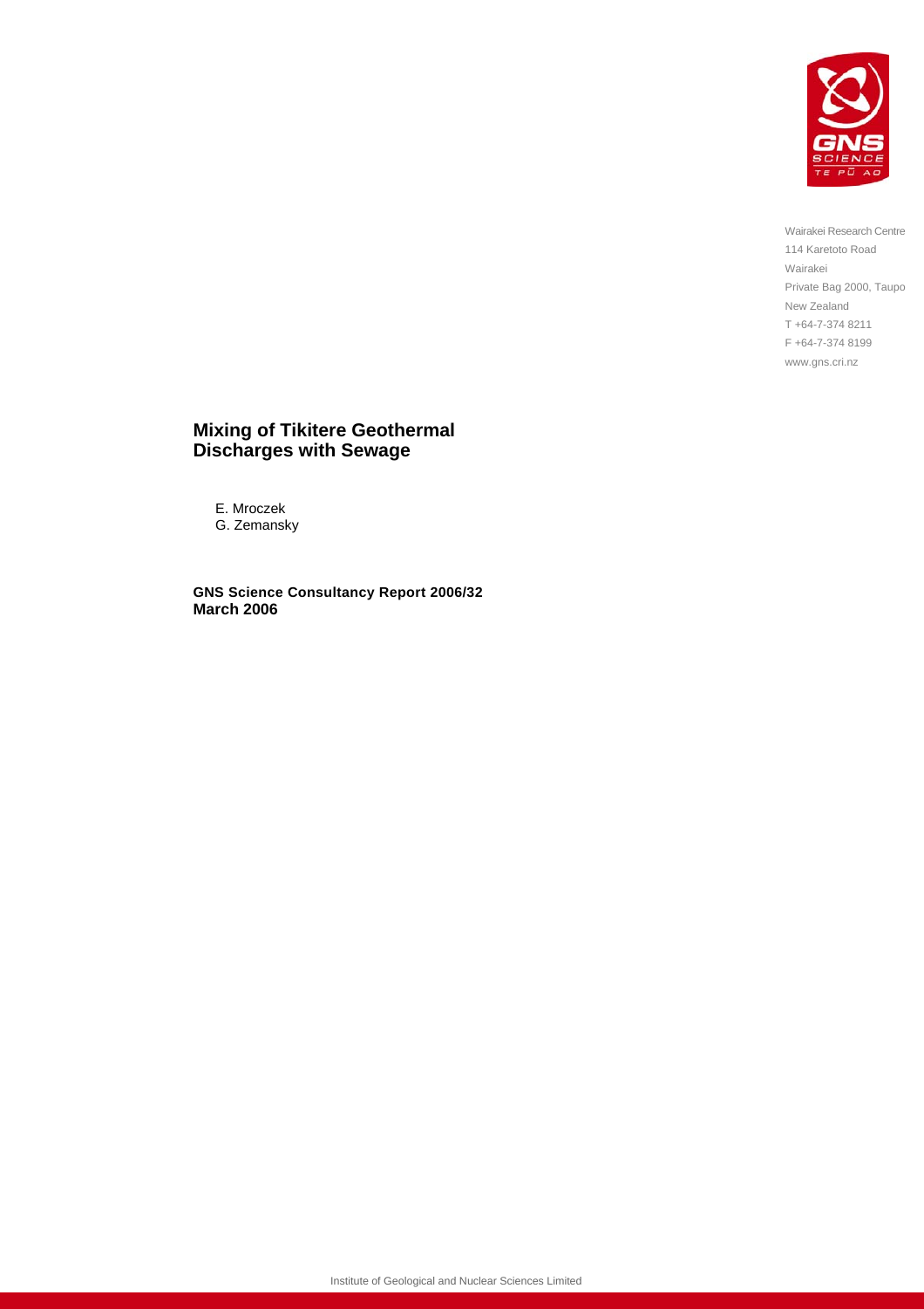Wairakei Research Centre
114 Karetoto Road
Wairakei
Private Bag 2000, Taupo
New Zealand
T +64-7-374 8211
F +64-7-374 8199
www.gns.cri.nz

# Mixing of Tikitere Geothermal Discharges with Sewage

E. Mroczek
G. Zemansky

**GNS Science Consultancy Report 2006/32**
**March 2006**

Institute of Geological and Nuclear Sciences Limited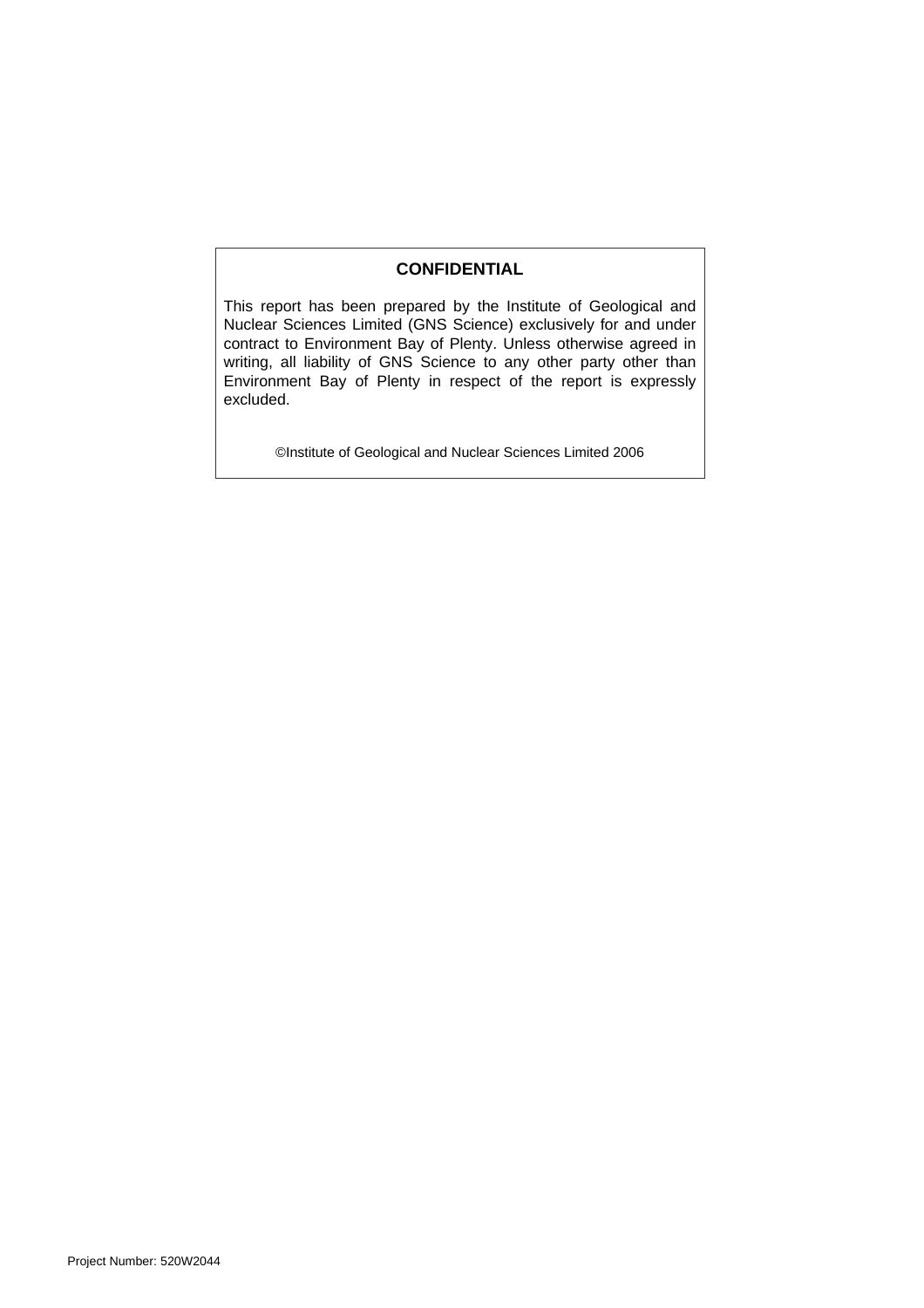**CONFIDENTIAL**

This report has been prepared by the Institute of Geological and Nuclear Sciences Limited (GNS Science) exclusively for and under contract to Environment Bay of Plenty. Unless otherwise agreed in writing, all liability of GNS Science to any other party other than Environment Bay of Plenty in respect of the report is expressly excluded.

©Institute of Geological and Nuclear Sciences Limited 2006

Project Number: 520W2044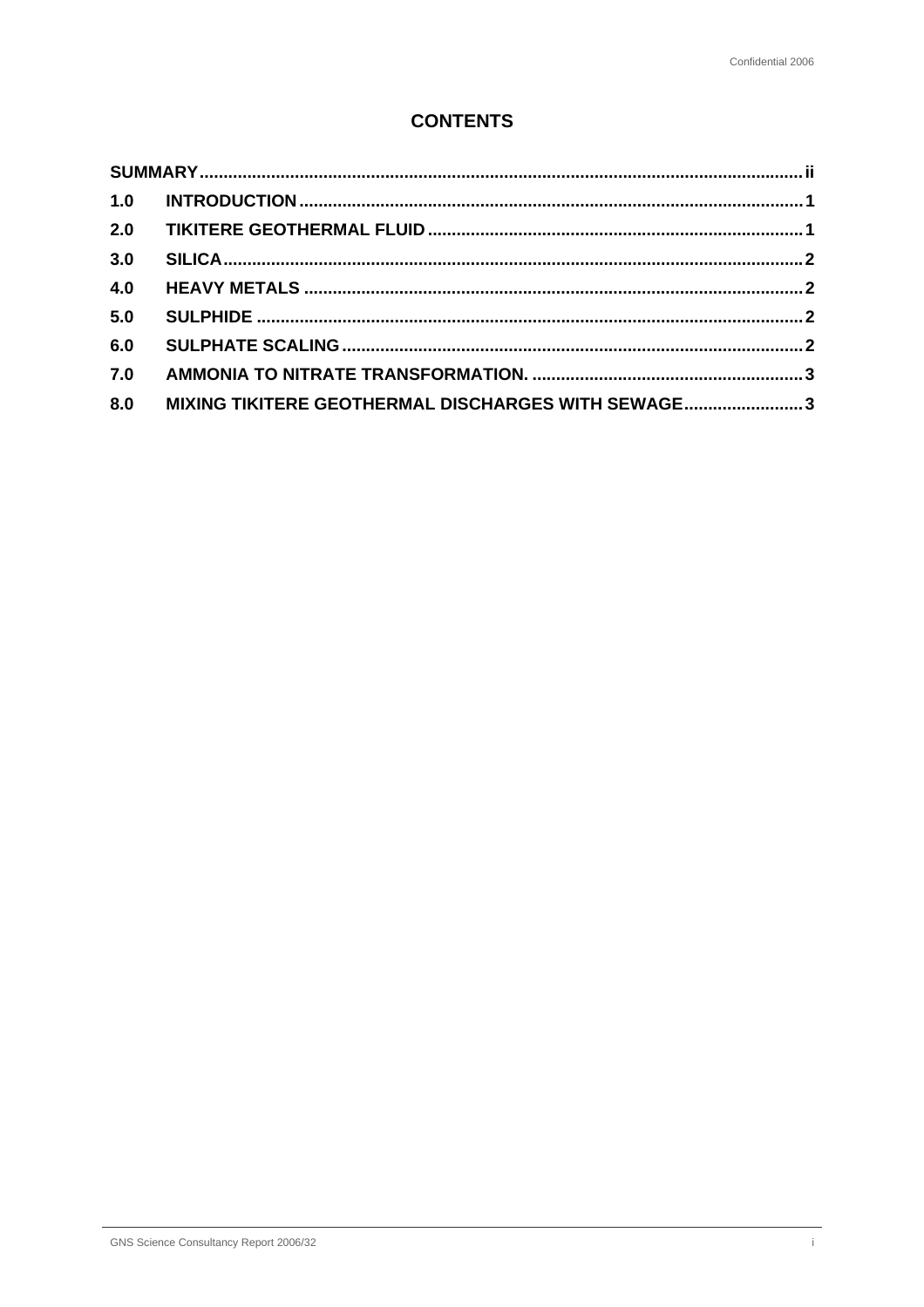# CONTENTS

| | | |
|---|---|---|
| **SUMMARY** | | **ii** |
| **1.0** | **INTRODUCTION** | **1** |
| **2.0** | **TIKITERE GEOTHERMAL FLUID** | **1** |
| **3.0** | **SILICA** | **2** |
| **4.0** | **HEAVY METALS** | **2** |
| **5.0** | **SULPHIDE** | **2** |
| **6.0** | **SULPHATE SCALING** | **2** |
| **7.0** | **AMMONIA TO NITRATE TRANSFORMATION.** | **3** |
| **8.0** | **MIXING TIKITERE GEOTHERMAL DISCHARGES WITH SEWAGE** | **3** |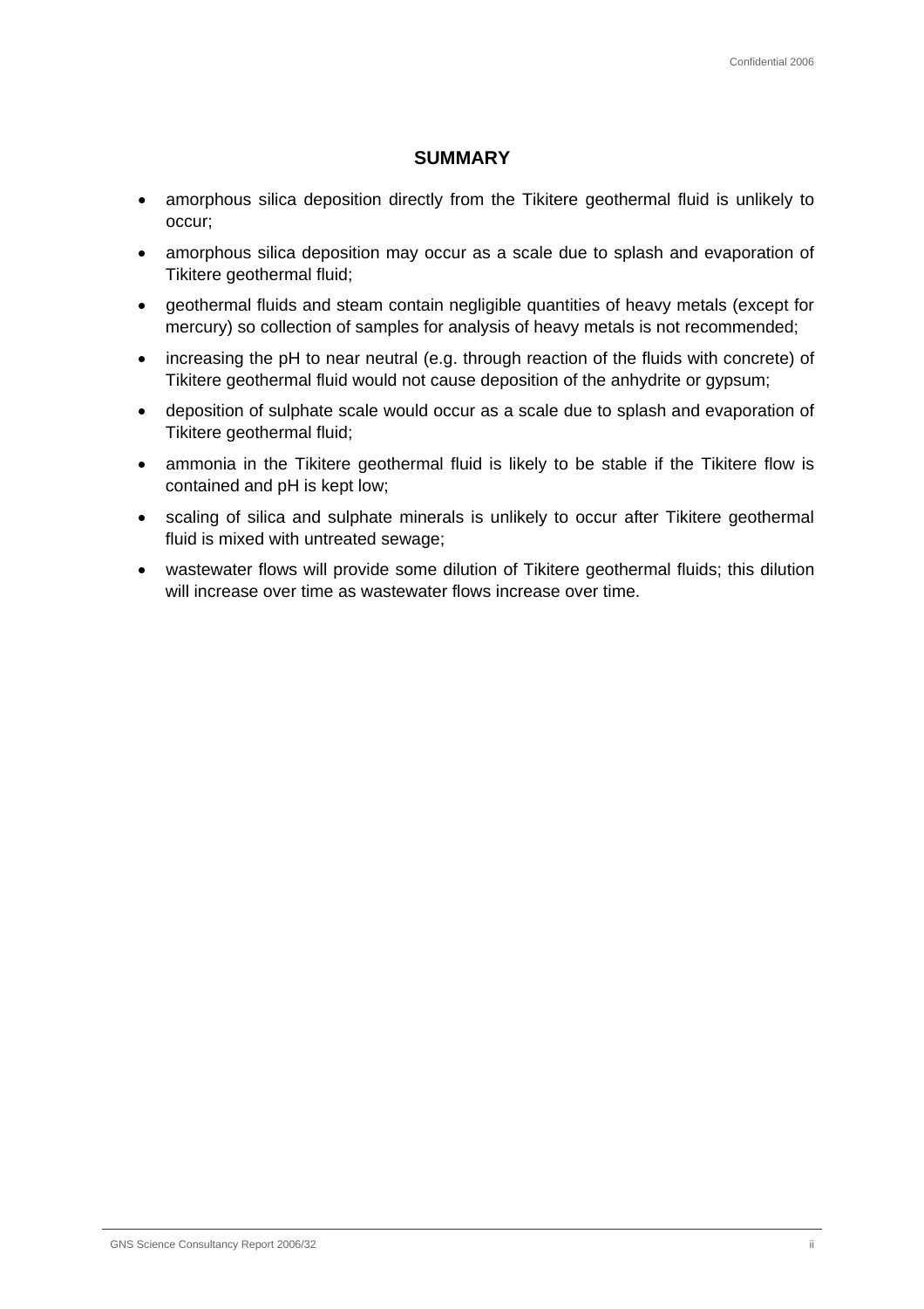## SUMMARY

- amorphous silica deposition directly from the Tikitere geothermal fluid is unlikely to occur;
- amorphous silica deposition may occur as a scale due to splash and evaporation of Tikitere geothermal fluid;
- geothermal fluids and steam contain negligible quantities of heavy metals (except for mercury) so collection of samples for analysis of heavy metals is not recommended;
- increasing the pH to near neutral (e.g. through reaction of the fluids with concrete) of Tikitere geothermal fluid would not cause deposition of the anhydrite or gypsum;
- deposition of sulphate scale would occur as a scale due to splash and evaporation of Tikitere geothermal fluid;
- ammonia in the Tikitere geothermal fluid is likely to be stable if the Tikitere flow is contained and pH is kept low;
- scaling of silica and sulphate minerals is unlikely to occur after Tikitere geothermal fluid is mixed with untreated sewage;
- wastewater flows will provide some dilution of Tikitere geothermal fluids; this dilution will increase over time as wastewater flows increase over time.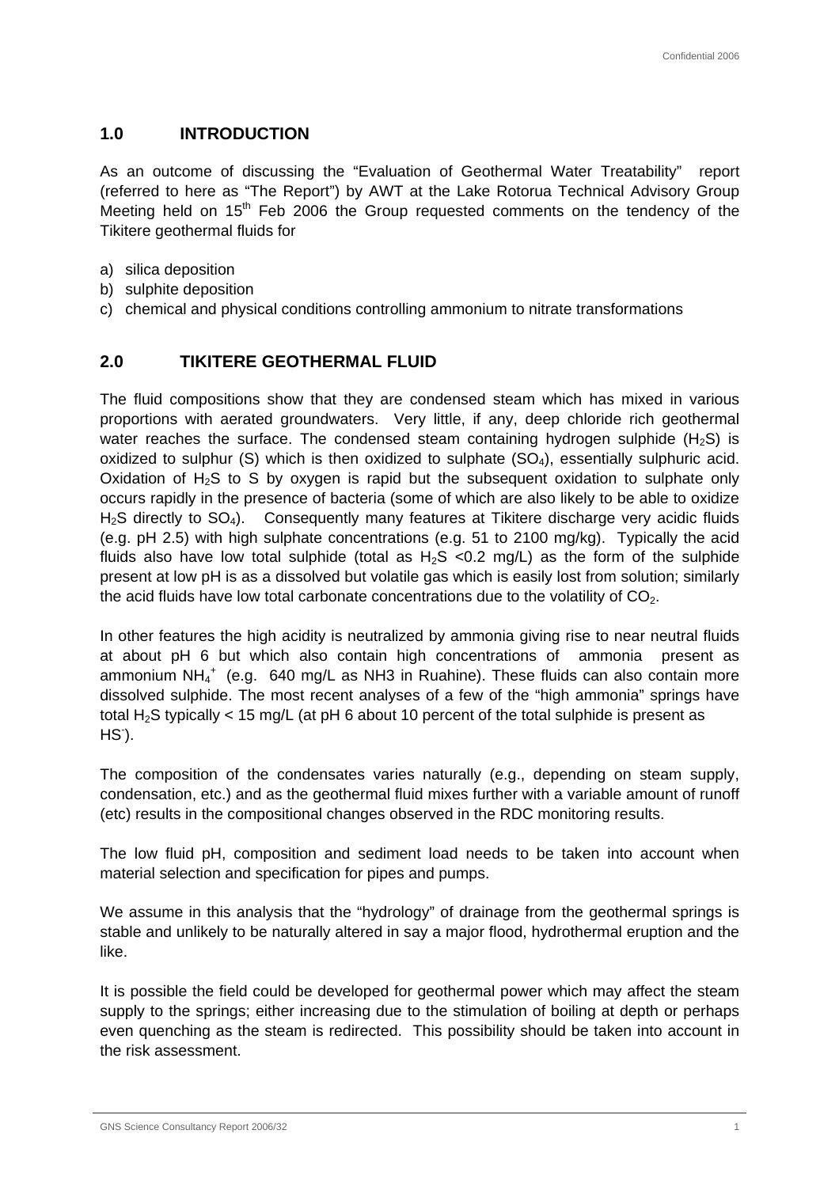## 1.0 INTRODUCTION

As an outcome of discussing the "Evaluation of Geothermal Water Treatability" report (referred to here as "The Report") by AWT at the Lake Rotorua Technical Advisory Group Meeting held on 15th Feb 2006 the Group requested comments on the tendency of the Tikitere geothermal fluids for

a) silica deposition
b) sulphite deposition
c) chemical and physical conditions controlling ammonium to nitrate transformations

## 2.0 TIKITERE GEOTHERMAL FLUID

The fluid compositions show that they are condensed steam which has mixed in various proportions with aerated groundwaters. Very little, if any, deep chloride rich geothermal water reaches the surface. The condensed steam containing hydrogen sulphide ($H_2S$) is oxidized to sulphur (S) which is then oxidized to sulphate ($SO_4$), essentially sulphuric acid. Oxidation of $H_2S$ to S by oxygen is rapid but the subsequent oxidation to sulphate only occurs rapidly in the presence of bacteria (some of which are also likely to be able to oxidize $H_2S$ directly to $SO_4$). Consequently many features at Tikitere discharge very acidic fluids (e.g. pH 2.5) with high sulphate concentrations (e.g. 51 to 2100 mg/kg). Typically the acid fluids also have low total sulphide (total as $H_2S$ <0.2 mg/L) as the form of the sulphide present at low pH is as a dissolved but volatile gas which is easily lost from solution; similarly the acid fluids have low total carbonate concentrations due to the volatility of $CO_2$.

In other features the high acidity is neutralized by ammonia giving rise to near neutral fluids at about pH 6 but which also contain high concentrations of ammonia present as ammonium $NH_4^+$ (e.g. 640 mg/L as NH3 in Ruahine). These fluids can also contain more dissolved sulphide. The most recent analyses of a few of the "high ammonia" springs have total $H_2S$ typically < 15 mg/L (at pH 6 about 10 percent of the total sulphide is present as $HS^-$).

The composition of the condensates varies naturally (e.g., depending on steam supply, condensation, etc.) and as the geothermal fluid mixes further with a variable amount of runoff (etc) results in the compositional changes observed in the RDC monitoring results.

The low fluid pH, composition and sediment load needs to be taken into account when material selection and specification for pipes and pumps.

We assume in this analysis that the "hydrology" of drainage from the geothermal springs is stable and unlikely to be naturally altered in say a major flood, hydrothermal eruption and the like.

It is possible the field could be developed for geothermal power which may affect the steam supply to the springs; either increasing due to the stimulation of boiling at depth or perhaps even quenching as the steam is redirected. This possibility should be taken into account in the risk assessment.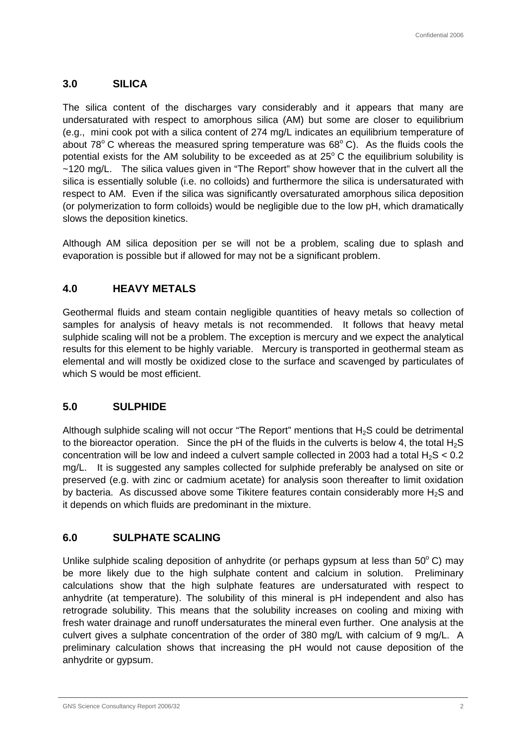## 3.0 SILICA

The silica content of the discharges vary considerably and it appears that many are undersaturated with respect to amorphous silica (AM) but some are closer to equilibrium (e.g., mini cook pot with a silica content of 274 mg/L indicates an equilibrium temperature of about 78$^o$ C whereas the measured spring temperature was 68$^o$ C). As the fluids cools the potential exists for the AM solubility to be exceeded as at 25$^o$ C the equilibrium solubility is ~120 mg/L. The silica values given in "The Report" show however that in the culvert all the silica is essentially soluble (i.e. no colloids) and furthermore the silica is undersaturated with respect to AM. Even if the silica was significantly oversaturated amorphous silica deposition (or polymerization to form colloids) would be negligible due to the low pH, which dramatically slows the deposition kinetics.

Although AM silica deposition per se will not be a problem, scaling due to splash and evaporation is possible but if allowed for may not be a significant problem.

## 4.0 HEAVY METALS

Geothermal fluids and steam contain negligible quantities of heavy metals so collection of samples for analysis of heavy metals is not recommended. It follows that heavy metal sulphide scaling will not be a problem. The exception is mercury and we expect the analytical results for this element to be highly variable. Mercury is transported in geothermal steam as elemental and will mostly be oxidized close to the surface and scavenged by particulates of which S would be most efficient.

## 5.0 SULPHIDE

Although sulphide scaling will not occur "The Report" mentions that $H_2S$ could be detrimental to the bioreactor operation. Since the pH of the fluids in the culverts is below 4, the total $H_2S$ concentration will be low and indeed a culvert sample collected in 2003 had a total $H_2S$ < 0.2 mg/L. It is suggested any samples collected for sulphide preferably be analysed on site or preserved (e.g. with zinc or cadmium acetate) for analysis soon thereafter to limit oxidation by bacteria. As discussed above some Tikitere features contain considerably more $H_2S$ and it depends on which fluids are predominant in the mixture.

## 6.0 SULPHATE SCALING

Unlike sulphide scaling deposition of anhydrite (or perhaps gypsum at less than 50$^o$ C) may be more likely due to the high sulphate content and calcium in solution. Preliminary calculations show that the high sulphate features are undersaturated with respect to anhydrite (at temperature). The solubility of this mineral is pH independent and also has retrograde solubility. This means that the solubility increases on cooling and mixing with fresh water drainage and runoff undersaturates the mineral even further. One analysis at the culvert gives a sulphate concentration of the order of 380 mg/L with calcium of 9 mg/L. A preliminary calculation shows that increasing the pH would not cause deposition of the anhydrite or gypsum.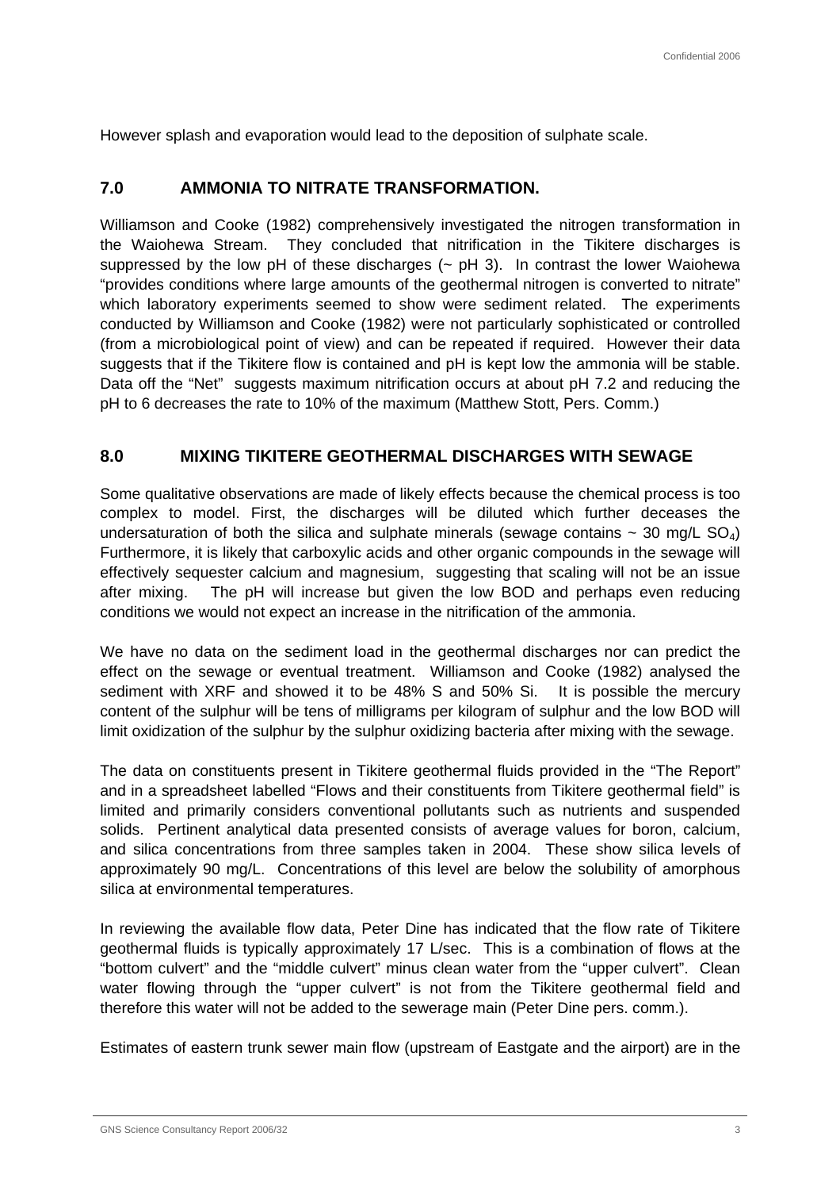However splash and evaporation would lead to the deposition of sulphate scale.

## 7.0 AMMONIA TO NITRATE TRANSFORMATION.

Williamson and Cooke (1982) comprehensively investigated the nitrogen transformation in the Waiohewa Stream. They concluded that nitrification in the Tikitere discharges is suppressed by the low pH of these discharges (~ pH 3). In contrast the lower Waiohewa "provides conditions where large amounts of the geothermal nitrogen is converted to nitrate" which laboratory experiments seemed to show were sediment related. The experiments conducted by Williamson and Cooke (1982) were not particularly sophisticated or controlled (from a microbiological point of view) and can be repeated if required. However their data suggests that if the Tikitere flow is contained and pH is kept low the ammonia will be stable. Data off the "Net" suggests maximum nitrification occurs at about pH 7.2 and reducing the pH to 6 decreases the rate to 10% of the maximum (Matthew Stott, Pers. Comm.)

## 8.0 MIXING TIKITERE GEOTHERMAL DISCHARGES WITH SEWAGE

Some qualitative observations are made of likely effects because the chemical process is too complex to model. First, the discharges will be diluted which further deceases the undersaturation of both the silica and sulphate minerals (sewage contains ~ 30 mg/L $SO_4$) Furthermore, it is likely that carboxylic acids and other organic compounds in the sewage will effectively sequester calcium and magnesium, suggesting that scaling will not be an issue after mixing. The pH will increase but given the low BOD and perhaps even reducing conditions we would not expect an increase in the nitrification of the ammonia.

We have no data on the sediment load in the geothermal discharges nor can predict the effect on the sewage or eventual treatment. Williamson and Cooke (1982) analysed the sediment with XRF and showed it to be 48% S and 50% Si. It is possible the mercury content of the sulphur will be tens of milligrams per kilogram of sulphur and the low BOD will limit oxidization of the sulphur by the sulphur oxidizing bacteria after mixing with the sewage.

The data on constituents present in Tikitere geothermal fluids provided in the "The Report" and in a spreadsheet labelled "Flows and their constituents from Tikitere geothermal field" is limited and primarily considers conventional pollutants such as nutrients and suspended solids. Pertinent analytical data presented consists of average values for boron, calcium, and silica concentrations from three samples taken in 2004. These show silica levels of approximately 90 mg/L. Concentrations of this level are below the solubility of amorphous silica at environmental temperatures.

In reviewing the available flow data, Peter Dine has indicated that the flow rate of Tikitere geothermal fluids is typically approximately 17 L/sec. This is a combination of flows at the "bottom culvert" and the "middle culvert" minus clean water from the "upper culvert". Clean water flowing through the "upper culvert" is not from the Tikitere geothermal field and therefore this water will not be added to the sewerage main (Peter Dine pers. comm.).

Estimates of eastern trunk sewer main flow (upstream of Eastgate and the airport) are in the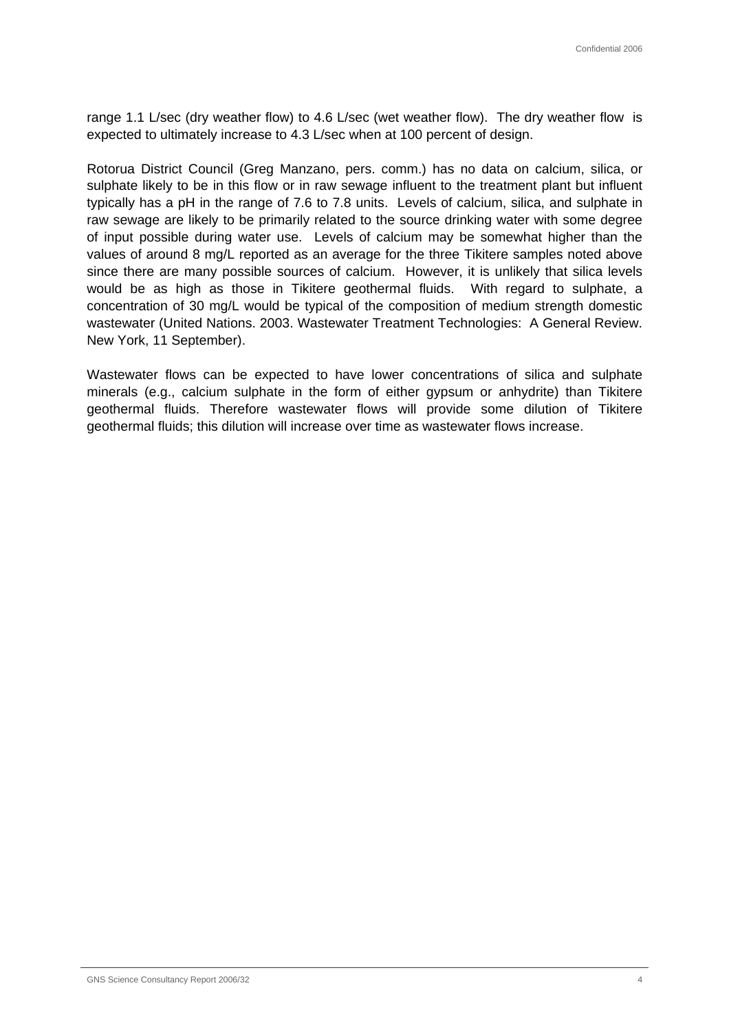range 1.1 L/sec (dry weather flow) to 4.6 L/sec (wet weather flow). The dry weather flow is expected to ultimately increase to 4.3 L/sec when at 100 percent of design.

Rotorua District Council (Greg Manzano, pers. comm.) has no data on calcium, silica, or sulphate likely to be in this flow or in raw sewage influent to the treatment plant but influent typically has a pH in the range of 7.6 to 7.8 units. Levels of calcium, silica, and sulphate in raw sewage are likely to be primarily related to the source drinking water with some degree of input possible during water use. Levels of calcium may be somewhat higher than the values of around 8 mg/L reported as an average for the three Tikitere samples noted above since there are many possible sources of calcium. However, it is unlikely that silica levels would be as high as those in Tikitere geothermal fluids. With regard to sulphate, a concentration of 30 mg/L would be typical of the composition of medium strength domestic wastewater (United Nations. 2003. Wastewater Treatment Technologies: A General Review. New York, 11 September).

Wastewater flows can be expected to have lower concentrations of silica and sulphate minerals (e.g., calcium sulphate in the form of either gypsum or anhydrite) than Tikitere geothermal fluids. Therefore wastewater flows will provide some dilution of Tikitere geothermal fluids; this dilution will increase over time as wastewater flows increase.